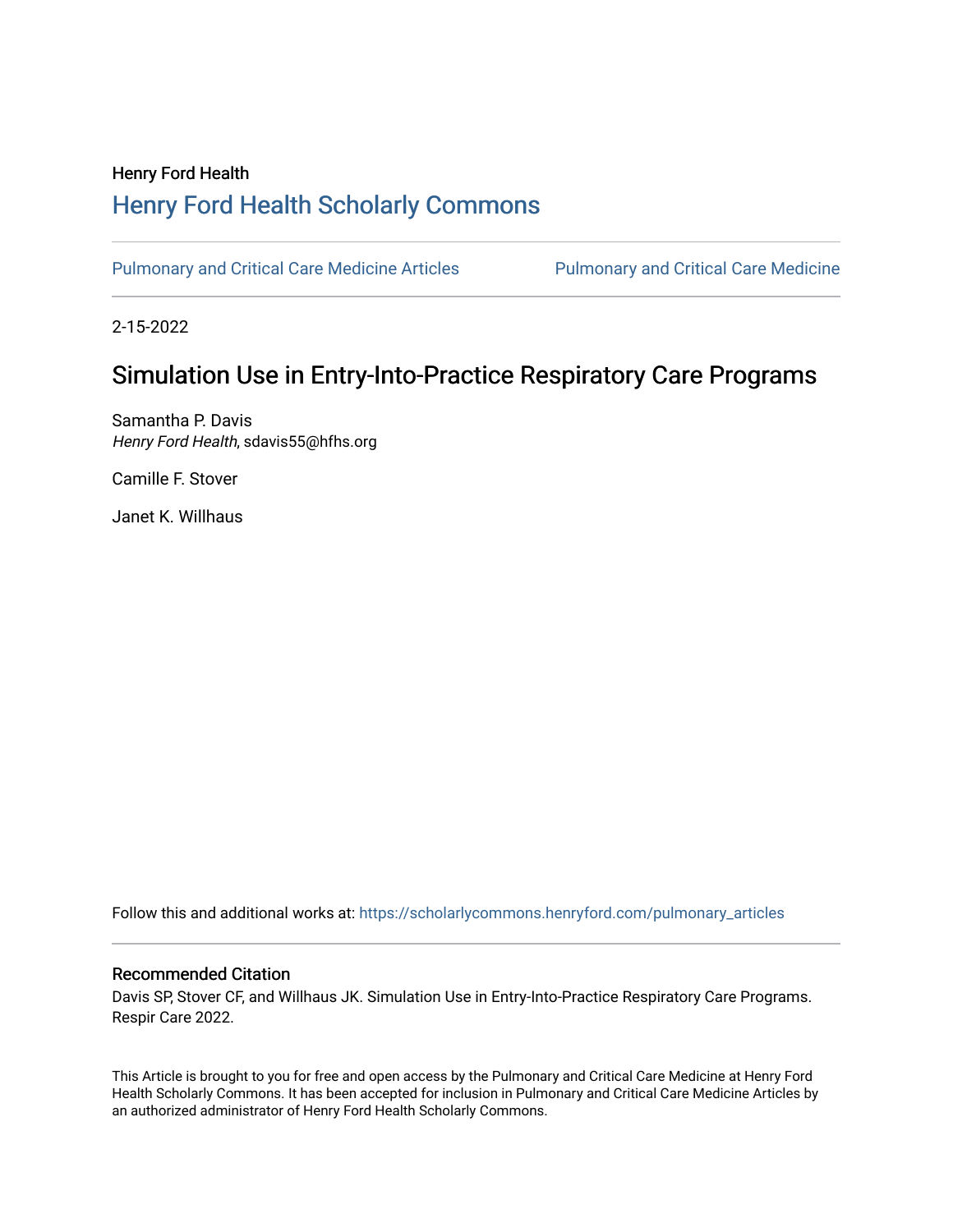Henry Ford Health

# Henry Ford Health Scholarly Commons

Pulmonary and Critical Care Medicine Articles | Pulmonary and Critical Care Medicine

2-15-2022

## Simulation Use in Entry-Into-Practice Respiratory Care Programs

Samantha P. Davis
*Henry Ford Health*, sdavis55@hfhs.org

Camille F. Stover

Janet K. Willhaus

Follow this and additional works at: https://scholarlycommons.henryford.com/pulmonary_articles

### Recommended Citation

Davis SP, Stover CF, and Willhaus JK. Simulation Use in Entry-Into-Practice Respiratory Care Programs. Respir Care 2022.

This Article is brought to you for free and open access by the Pulmonary and Critical Care Medicine at Henry Ford Health Scholarly Commons. It has been accepted for inclusion in Pulmonary and Critical Care Medicine Articles by an authorized administrator of Henry Ford Health Scholarly Commons.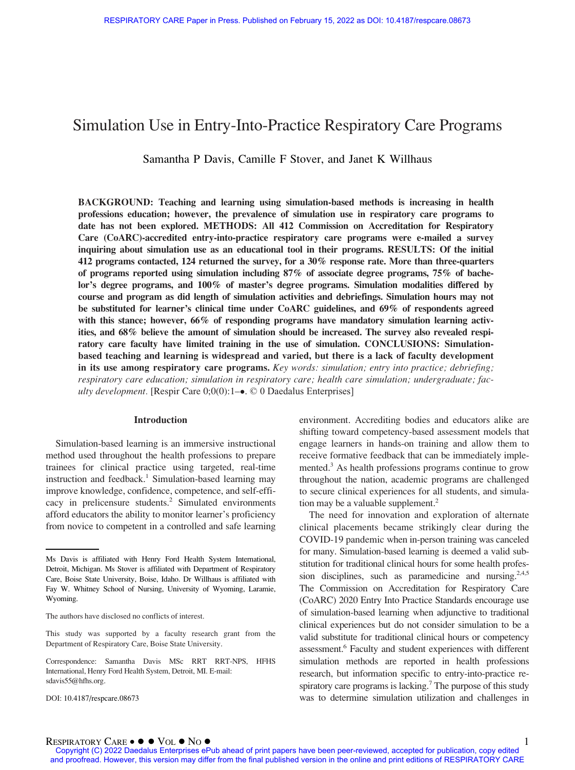# Simulation Use in Entry-Into-Practice Respiratory Care Programs

Samantha P Davis, Camille F Stover, and Janet K Willhaus

**BACKGROUND: Teaching and learning using simulation-based methods is increasing in health professions education; however, the prevalence of simulation use in respiratory care programs to date has not been explored. METHODS: All 412 Commission on Accreditation for Respiratory Care (CoARC)-accredited entry-into-practice respiratory care programs were e-mailed a survey inquiring about simulation use as an educational tool in their programs. RESULTS: Of the initial 412 programs contacted, 124 returned the survey, for a 30% response rate. More than three-quarters of programs reported using simulation including 87% of associate degree programs, 75% of bachelor's degree programs, and 100% of master's degree programs. Simulation modalities differed by course and program as did length of simulation activities and debriefings. Simulation hours may not be substituted for learner's clinical time under CoARC guidelines, and 69% of respondents agreed with this stance; however, 66% of responding programs have mandatory simulation learning activities, and 68% believe the amount of simulation should be increased. The survey also revealed respiratory care faculty have limited training in the use of simulation. CONCLUSIONS: Simulation-based teaching and learning is widespread and varied, but there is a lack of faculty development in its use among respiratory care programs.** *Key words: simulation; entry into practice; debriefing; respiratory care education; simulation in respiratory care; health care simulation; undergraduate; faculty development.* [Respir Care 0;0(0):1–●. © 0 Daedalus Enterprises]

## Introduction

Simulation-based learning is an immersive instructional method used throughout the health professions to prepare trainees for clinical practice using targeted, real-time instruction and feedback.[1] Simulation-based learning may improve knowledge, confidence, competence, and self-efficacy in prelicensure students.[2] Simulated environments afford educators the ability to monitor learner's proficiency from novice to competent in a controlled and safe learning environment. Accrediting bodies and educators alike are shifting toward competency-based assessment models that engage learners in hands-on training and allow them to receive formative feedback that can be immediately implemented.[3] As health professions programs continue to grow throughout the nation, academic programs are challenged to secure clinical experiences for all students, and simulation may be a valuable supplement.[2]

The need for innovation and exploration of alternate clinical placements became strikingly clear during the COVID-19 pandemic when in-person training was canceled for many. Simulation-based learning is deemed a valid substitution for traditional clinical hours for some health profession disciplines, such as paramedicine and nursing.[2,4,5] The Commission on Accreditation for Respiratory Care (CoARC) 2020 Entry Into Practice Standards encourage use of simulation-based learning when adjunctive to traditional clinical experiences but do not consider simulation to be a valid substitute for traditional clinical hours or competency assessment.[6] Faculty and student experiences with different simulation methods are reported in health professions research, but information specific to entry-into-practice respiratory care programs is lacking.[7] The purpose of this study was to determine simulation utilization and challenges in

---

Ms Davis is affiliated with Henry Ford Health System International, Detroit, Michigan. Ms Stover is affiliated with Department of Respiratory Care, Boise State University, Boise, Idaho. Dr Willhaus is affiliated with Fay W. Whitney School of Nursing, University of Wyoming, Laramie, Wyoming.

The authors have disclosed no conflicts of interest.

This study was supported by a faculty research grant from the Department of Respiratory Care, Boise State University.

Correspondence: Samantha Davis MSc RRT RRT-NPS, HFHS International, Henry Ford Health System, Detroit, MI. E-mail: sdavis55@hfhs.org.

DOI: 10.4187/respcare.08673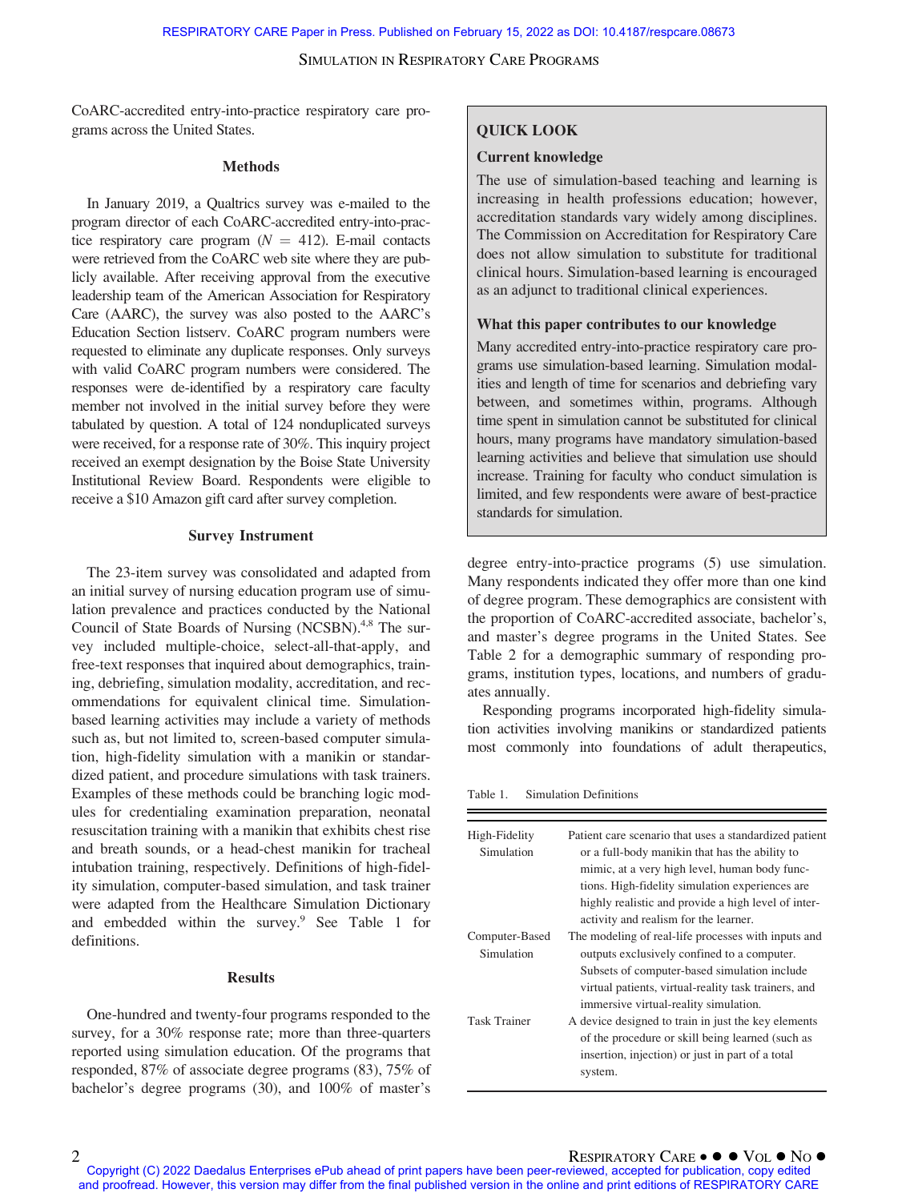CoARC-accredited entry-into-practice respiratory care programs across the United States.

## Methods

In January 2019, a Qualtrics survey was e-mailed to the program director of each CoARC-accredited entry-into-practice respiratory care program ($N$ = 412). E-mail contacts were retrieved from the CoARC web site where they are publicly available. After receiving approval from the executive leadership team of the American Association for Respiratory Care (AARC), the survey was also posted to the AARC's Education Section listserv. CoARC program numbers were requested to eliminate any duplicate responses. Only surveys with valid CoARC program numbers were considered. The responses were de-identified by a respiratory care faculty member not involved in the initial survey before they were tabulated by question. A total of 124 nonduplicated surveys were received, for a response rate of 30%. This inquiry project received an exempt designation by the Boise State University Institutional Review Board. Respondents were eligible to receive a $10 Amazon gift card after survey completion.

## Survey Instrument

The 23-item survey was consolidated and adapted from an initial survey of nursing education program use of simulation prevalence and practices conducted by the National Council of State Boards of Nursing (NCSBN).[4,8] The survey included multiple-choice, select-all-that-apply, and free-text responses that inquired about demographics, training, debriefing, simulation modality, accreditation, and recommendations for equivalent clinical time. Simulation-based learning activities may include a variety of methods such as, but not limited to, screen-based computer simulation, high-fidelity simulation with a manikin or standardized patient, and procedure simulations with task trainers. Examples of these methods could be branching logic modules for credentialing examination preparation, neonatal resuscitation training with a manikin that exhibits chest rise and breath sounds, or a head-chest manikin for tracheal intubation training, respectively. Definitions of high-fidelity simulation, computer-based simulation, and task trainer were adapted from the Healthcare Simulation Dictionary and embedded within the survey.[9] See Table 1 for definitions.

## Results

One-hundred and twenty-four programs responded to the survey, for a 30% response rate; more than three-quarters reported using simulation education. Of the programs that responded, 87% of associate degree programs (83), 75% of bachelor's degree programs (30), and 100% of master's degree entry-into-practice programs (5) use simulation. Many respondents indicated they offer more than one kind of degree program. These demographics are consistent with the proportion of CoARC-accredited associate, bachelor's, and master's degree programs in the United States. See Table 2 for a demographic summary of responding programs, institution types, locations, and numbers of graduates annually.

Responding programs incorporated high-fidelity simulation activities involving manikins or standardized patients most commonly into foundations of adult therapeutics,

> **QUICK LOOK**
>
> **Current knowledge**
>
> The use of simulation-based teaching and learning is increasing in health professions education; however, accreditation standards vary widely among disciplines. The Commission on Accreditation for Respiratory Care does not allow simulation to substitute for traditional clinical hours. Simulation-based learning is encouraged as an adjunct to traditional clinical experiences.
>
> **What this paper contributes to our knowledge**
>
> Many accredited entry-into-practice respiratory care programs use simulation-based learning. Simulation modalities and length of time for scenarios and debriefing vary between, and sometimes within, programs. Although time spent in simulation cannot be substituted for clinical hours, many programs have mandatory simulation-based learning activities and believe that simulation use should increase. Training for faculty who conduct simulation is limited, and few respondents were aware of best-practice standards for simulation.

Table 1. Simulation Definitions

| Term | Definition |
|---|---|
| High-Fidelity Simulation | Patient care scenario that uses a standardized patient or a full-body manikin that has the ability to mimic, at a very high level, human body functions. High-fidelity simulation experiences are highly realistic and provide a high level of interactivity and realism for the learner. |
| Computer-Based Simulation | The modeling of real-life processes with inputs and outputs exclusively confined to a computer. Subsets of computer-based simulation include virtual patients, virtual-reality task trainers, and immersive virtual-reality simulation. |
| Task Trainer | A device designed to train in just the key elements of the procedure or skill being learned (such as insertion, injection) or just in part of a total system. |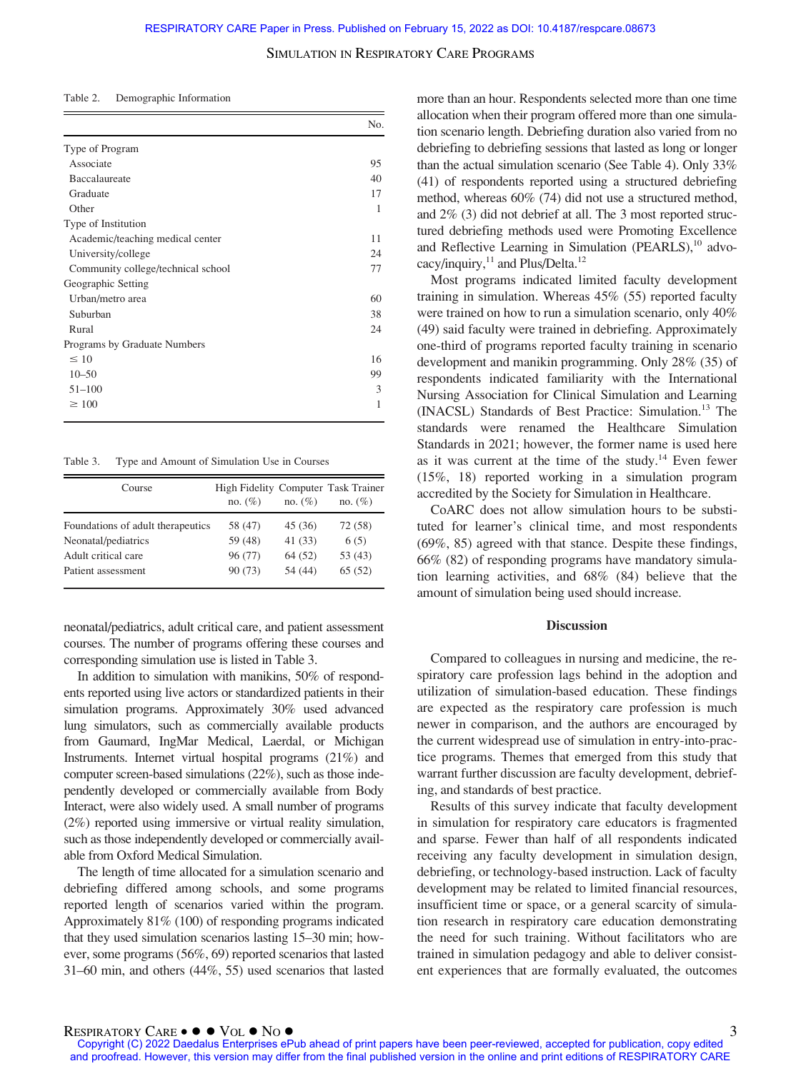Table 2. Demographic Information

| | No. |
|---|---|
| Type of Program | |
| Associate | 95 |
| Baccalaureate | 40 |
| Graduate | 17 |
| Other | 1 |
| Type of Institution | |
| Academic/teaching medical center | 11 |
| University/college | 24 |
| Community college/technical school | 77 |
| Geographic Setting | |
| Urban/metro area | 60 |
| Suburban | 38 |
| Rural | 24 |
| Programs by Graduate Numbers | |
| ≤ 10 | 16 |
| 10–50 | 99 |
| 51–100 | 3 |
| ≥ 100 | 1 |

Table 3. Type and Amount of Simulation Use in Courses

| Course | High Fidelity no. (%) | Computer no. (%) | Task Trainer no. (%) |
|---|---|---|---|
| Foundations of adult therapeutics | 58 (47) | 45 (36) | 72 (58) |
| Neonatal/pediatrics | 59 (48) | 41 (33) | 6 (5) |
| Adult critical care | 96 (77) | 64 (52) | 53 (43) |
| Patient assessment | 90 (73) | 54 (44) | 65 (52) |

neonatal/pediatrics, adult critical care, and patient assessment courses. The number of programs offering these courses and corresponding simulation use is listed in Table 3.

In addition to simulation with manikins, 50% of respondents reported using live actors or standardized patients in their simulation programs. Approximately 30% used advanced lung simulators, such as commercially available products from Gaumard, IngMar Medical, Laerdal, or Michigan Instruments. Internet virtual hospital programs (21%) and computer screen-based simulations (22%), such as those independently developed or commercially available from Body Interact, were also widely used. A small number of programs (2%) reported using immersive or virtual reality simulation, such as those independently developed or commercially available from Oxford Medical Simulation.

The length of time allocated for a simulation scenario and debriefing differed among schools, and some programs reported length of scenarios varied within the program. Approximately 81% (100) of responding programs indicated that they used simulation scenarios lasting 15–30 min; however, some programs (56%, 69) reported scenarios that lasted 31–60 min, and others (44%, 55) used scenarios that lasted more than an hour. Respondents selected more than one time allocation when their program offered more than one simulation scenario length. Debriefing duration also varied from no debriefing to debriefing sessions that lasted as long or longer than the actual simulation scenario (See Table 4). Only 33% (41) of respondents reported using a structured debriefing method, whereas 60% (74) did not use a structured method, and 2% (3) did not debrief at all. The 3 most reported structured debriefing methods used were Promoting Excellence and Reflective Learning in Simulation (PEARLS),[10] advocacy/inquiry,[11] and Plus/Delta.[12]

Most programs indicated limited faculty development training in simulation. Whereas 45% (55) reported faculty were trained on how to run a simulation scenario, only 40% (49) said faculty were trained in debriefing. Approximately one-third of programs reported faculty training in scenario development and manikin programming. Only 28% (35) of respondents indicated familiarity with the International Nursing Association for Clinical Simulation and Learning (INACSL) Standards of Best Practice: Simulation.[13] The standards were renamed the Healthcare Simulation Standards in 2021; however, the former name is used here as it was current at the time of the study.[14] Even fewer (15%, 18) reported working in a simulation program accredited by the Society for Simulation in Healthcare.

CoARC does not allow simulation hours to be substituted for learner's clinical time, and most respondents (69%, 85) agreed with that stance. Despite these findings, 66% (82) of responding programs have mandatory simulation learning activities, and 68% (84) believe that the amount of simulation being used should increase.

## Discussion

Compared to colleagues in nursing and medicine, the respiratory care profession lags behind in the adoption and utilization of simulation-based education. These findings are expected as the respiratory care profession is much newer in comparison, and the authors are encouraged by the current widespread use of simulation in entry-into-practice programs. Themes that emerged from this study that warrant further discussion are faculty development, debriefing, and standards of best practice.

Results of this survey indicate that faculty development in simulation for respiratory care educators is fragmented and sparse. Fewer than half of all respondents indicated receiving any faculty development in simulation design, debriefing, or technology-based instruction. Lack of faculty development may be related to limited financial resources, insufficient time or space, or a general scarcity of simulation research in respiratory care education demonstrating the need for such training. Without facilitators who are trained in simulation pedagogy and able to deliver consistent experiences that are formally evaluated, the outcomes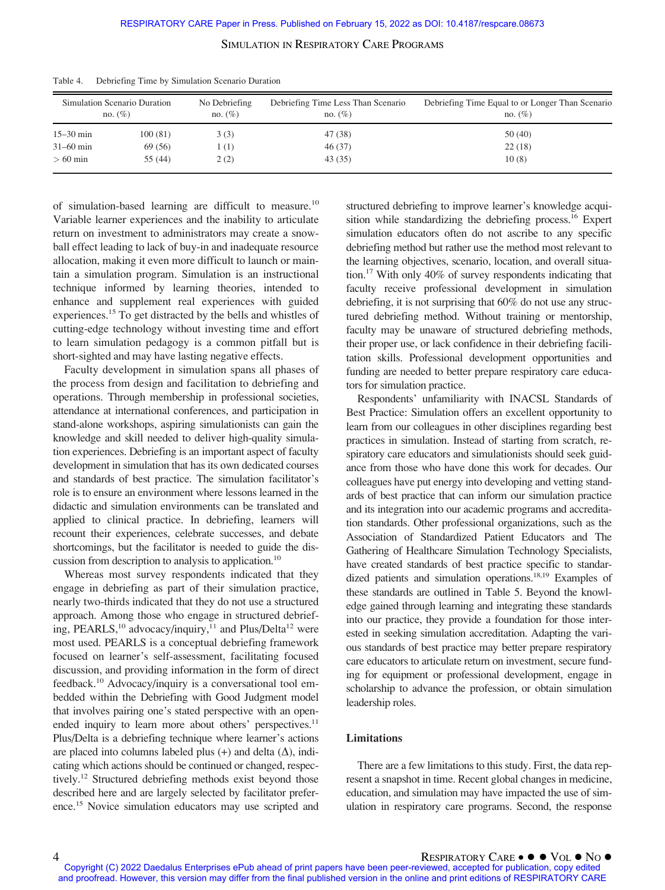Table 4. Debriefing Time by Simulation Scenario Duration

| Simulation Scenario Duration | no. (%) | No Debriefing no. (%) | Debriefing Time Less Than Scenario no. (%) | Debriefing Time Equal to or Longer Than Scenario no. (%) |
|---|---|---|---|---|
| 15–30 min | 100 (81) | 3 (3) | 47 (38) | 50 (40) |
| 31–60 min | 69 (56) | 1 (1) | 46 (37) | 22 (18) |
| > 60 min | 55 (44) | 2 (2) | 43 (35) | 10 (8) |

of simulation-based learning are difficult to measure.[10] Variable learner experiences and the inability to articulate return on investment to administrators may create a snowball effect leading to lack of buy-in and inadequate resource allocation, making it even more difficult to launch or maintain a simulation program. Simulation is an instructional technique informed by learning theories, intended to enhance and supplement real experiences with guided experiences.[15] To get distracted by the bells and whistles of cutting-edge technology without investing time and effort to learn simulation pedagogy is a common pitfall but is short-sighted and may have lasting negative effects.

Faculty development in simulation spans all phases of the process from design and facilitation to debriefing and operations. Through membership in professional societies, attendance at international conferences, and participation in stand-alone workshops, aspiring simulationists can gain the knowledge and skill needed to deliver high-quality simulation experiences. Debriefing is an important aspect of faculty development in simulation that has its own dedicated courses and standards of best practice. The simulation facilitator's role is to ensure an environment where lessons learned in the didactic and simulation environments can be translated and applied to clinical practice. In debriefing, learners will recount their experiences, celebrate successes, and debate shortcomings, but the facilitator is needed to guide the discussion from description to analysis to application.[10]

Whereas most survey respondents indicated that they engage in debriefing as part of their simulation practice, nearly two-thirds indicated that they do not use a structured approach. Among those who engage in structured debriefing, PEARLS,[10] advocacy/inquiry,[11] and Plus/Delta[12] were most used. PEARLS is a conceptual debriefing framework focused on learner's self-assessment, facilitating focused discussion, and providing information in the form of direct feedback.[10] Advocacy/inquiry is a conversational tool embedded within the Debriefing with Good Judgment model that involves pairing one's stated perspective with an open-ended inquiry to learn more about others' perspectives.[11] Plus/Delta is a debriefing technique where learner's actions are placed into columns labeled plus (+) and delta ($\Delta$), indicating which actions should be continued or changed, respectively.[12] Structured debriefing methods exist beyond those described here and are largely selected by facilitator preference.[15] Novice simulation educators may use scripted and structured debriefing to improve learner's knowledge acquisition while standardizing the debriefing process.[16] Expert simulation educators often do not ascribe to any specific debriefing method but rather use the method most relevant to the learning objectives, scenario, location, and overall situation.[17] With only 40% of survey respondents indicating that faculty receive professional development in simulation debriefing, it is not surprising that 60% do not use any structured debriefing method. Without training or mentorship, faculty may be unaware of structured debriefing methods, their proper use, or lack confidence in their debriefing facilitation skills. Professional development opportunities and funding are needed to better prepare respiratory care educators for simulation practice.

Respondents' unfamiliarity with INACSL Standards of Best Practice: Simulation offers an excellent opportunity to learn from our colleagues in other disciplines regarding best practices in simulation. Instead of starting from scratch, respiratory care educators and simulationists should seek guidance from those who have done this work for decades. Our colleagues have put energy into developing and vetting standards of best practice that can inform our simulation practice and its integration into our academic programs and accreditation standards. Other professional organizations, such as the Association of Standardized Patient Educators and The Gathering of Healthcare Simulation Technology Specialists, have created standards of best practice specific to standardized patients and simulation operations.[18,19] Examples of these standards are outlined in Table 5. Beyond the knowledge gained through learning and integrating these standards into our practice, they provide a foundation for those interested in seeking simulation accreditation. Adapting the various standards of best practice may better prepare respiratory care educators to articulate return on investment, secure funding for equipment or professional development, engage in scholarship to advance the profession, or obtain simulation leadership roles.

## Limitations

There are a few limitations to this study. First, the data represent a snapshot in time. Recent global changes in medicine, education, and simulation may have impacted the use of simulation in respiratory care programs. Second, the response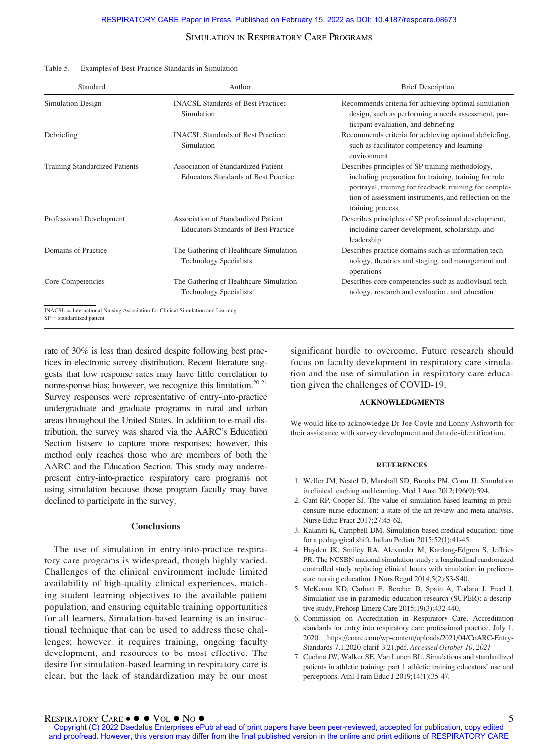Table 5. Examples of Best-Practice Standards in Simulation

| Standard | Author | Brief Description |
|---|---|---|
| Simulation Design | INACSL Standards of Best Practice: Simulation | Recommends criteria for achieving optimal simulation design, such as performing a needs assessment, participant evaluation, and debriefing |
| Debriefing | INACSL Standards of Best Practice: Simulation | Recommends criteria for achieving optimal debriefing, such as facilitator competency and learning environment |
| Training Standardized Patients | Association of Standardized Patient Educators Standards of Best Practice | Describes principles of SP training methodology, including preparation for training, training for role portrayal, training for feedback, training for completion of assessment instruments, and reflection on the training process |
| Professional Development | Association of Standardized Patient Educators Standards of Best Practice | Describes principles of SP professional development, including career development, scholarship, and leadership |
| Domains of Practice | The Gathering of Healthcare Simulation Technology Specialists | Describes practice domains such as information technology, theatrics and staging, and management and operations |
| Core Competencies | The Gathering of Healthcare Simulation Technology Specialists | Describes core competencies such as audiovisual technology, research and evaluation, and education |

INACSL = International Nursing Association for Clinical Simulation and Learning
SP = standardized patient

rate of 30% is less than desired despite following best practices in electronic survey distribution. Recent literature suggests that low response rates may have little correlation to nonresponse bias; however, we recognize this limitation.[20-21] Survey responses were representative of entry-into-practice undergraduate and graduate programs in rural and urban areas throughout the United States. In addition to e-mail distribution, the survey was shared via the AARC's Education Section listserv to capture more responses; however, this method only reaches those who are members of both the AARC and the Education Section. This study may underrepresent entry-into-practice respiratory care programs not using simulation because those program faculty may have declined to participate in the survey.

## Conclusions

The use of simulation in entry-into-practice respiratory care programs is widespread, though highly varied. Challenges of the clinical environment include limited availability of high-quality clinical experiences, matching student learning objectives to the available patient population, and ensuring equitable training opportunities for all learners. Simulation-based learning is an instructional technique that can be used to address these challenges; however, it requires training, ongoing faculty development, and resources to be most effective. The desire for simulation-based learning in respiratory care is clear, but the lack of standardization may be our most significant hurdle to overcome. Future research should focus on faculty development in respiratory care simulation and the use of simulation in respiratory care education given the challenges of COVID-19.

## ACKNOWLEDGMENTS

We would like to acknowledge Dr Joe Coyle and Lonny Ashworth for their assistance with survey development and data de-identification.

## REFERENCES

1. Weller JM, Nestel D, Marshall SD, Brooks PM, Conn JJ. Simulation in clinical teaching and learning. Med J Aust 2012;196(9):594.
2. Cant RP, Cooper SJ. The value of simulation-based learning in prelicensure nurse education: a state-of-the-art review and meta-analysis. Nurse Educ Pract 2017;27:45-62.
3. Kalaniti K, Campbell DM. Simulation-based medical education: time for a pedagogical shift. Indian Pediatr 2015;52(1):41-45.
4. Hayden JK, Smiley RA, Alexander M, Kardong-Edgren S, Jeffries PR. The NCSBN national simulation study: a longitudinal randomized controlled study replacing clinical hours with simulation in prelicensure nursing education. J Nurs Regul 2014;5(2):S3-S40.
5. McKenna KD, Carhart E, Bercher D, Spain A, Todaro J, Freel J. Simulation use in paramedic education research (SUPER): a descriptive study. Prehosp Emerg Care 2015;19(3):432-440.
6. Commission on Accreditation in Respiratory Care. Accreditation standards for entry into respiratory care professional practice. July 1, 2020. https://coarc.com/wp-content/uploads/2021/04/CoARC-Entry-Standards-7.1.2020-clarif-3.21.pdf. *Accessed October 10, 2021*
7. Cuchna JW, Walker SE, Van Lunen BL. Simulations and standardized patients in athletic training: part 1 athletic training educators' use and perceptions. Athl Train Educ J 2019;14(1):35-47.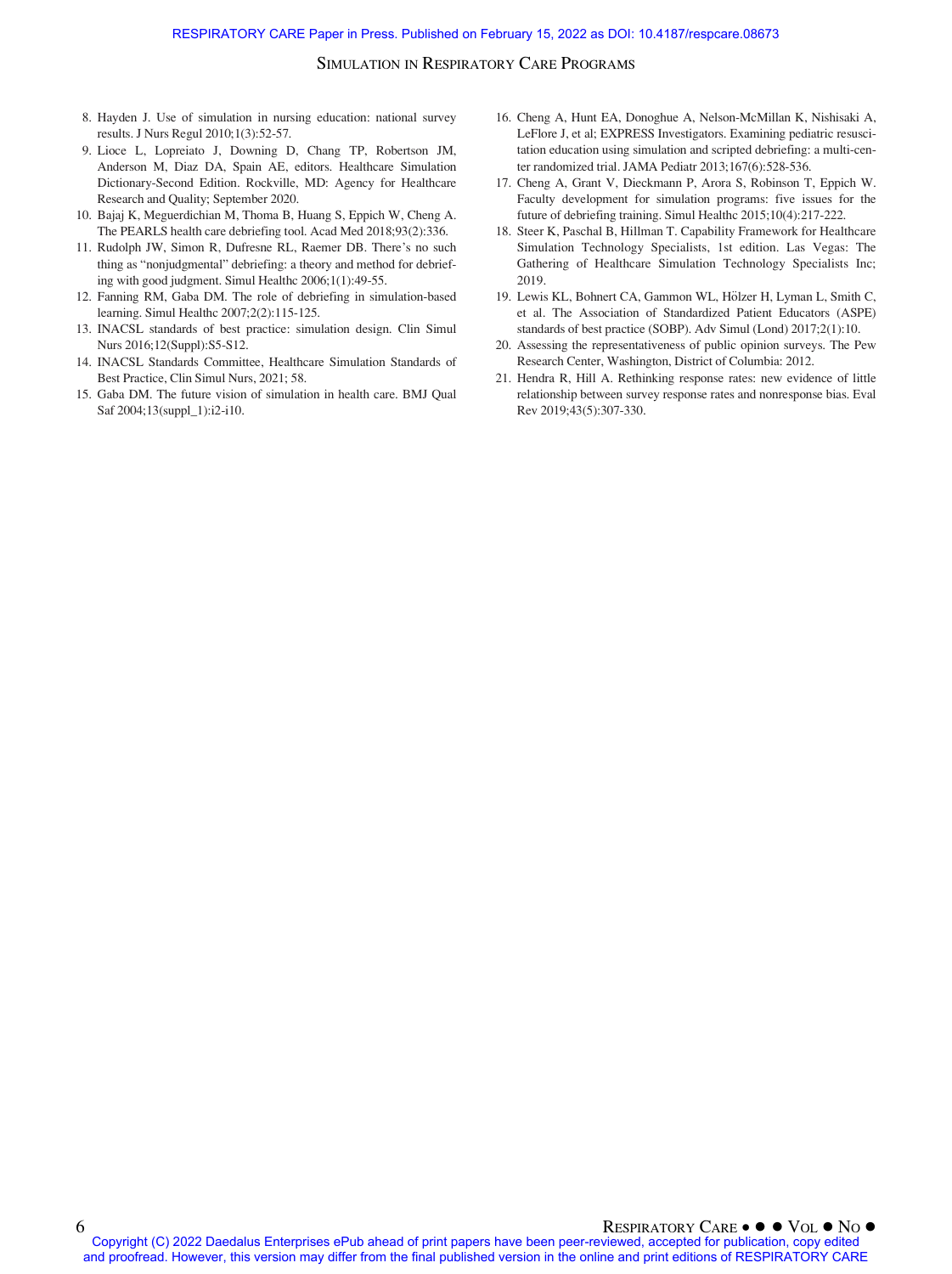8. Hayden J. Use of simulation in nursing education: national survey results. J Nurs Regul 2010;1(3):52-57.
9. Lioce L, Lopreiato J, Downing D, Chang TP, Robertson JM, Anderson M, Diaz DA, Spain AE, editors. Healthcare Simulation Dictionary-Second Edition. Rockville, MD: Agency for Healthcare Research and Quality; September 2020.
10. Bajaj K, Meguerdichian M, Thoma B, Huang S, Eppich W, Cheng A. The PEARLS health care debriefing tool. Acad Med 2018;93(2):336.
11. Rudolph JW, Simon R, Dufresne RL, Raemer DB. There's no such thing as "nonjudgmental" debriefing: a theory and method for debriefing with good judgment. Simul Healthc 2006;1(1):49-55.
12. Fanning RM, Gaba DM. The role of debriefing in simulation-based learning. Simul Healthc 2007;2(2):115-125.
13. INACSL standards of best practice: simulation design. Clin Simul Nurs 2016;12(Suppl):S5-S12.
14. INACSL Standards Committee, Healthcare Simulation Standards of Best Practice, Clin Simul Nurs, 2021; 58.
15. Gaba DM. The future vision of simulation in health care. BMJ Qual Saf 2004;13(suppl_1):i2-i10.
16. Cheng A, Hunt EA, Donoghue A, Nelson-McMillan K, Nishisaki A, LeFlore J, et al; EXPRESS Investigators. Examining pediatric resuscitation education using simulation and scripted debriefing: a multi-center randomized trial. JAMA Pediatr 2013;167(6):528-536.
17. Cheng A, Grant V, Dieckmann P, Arora S, Robinson T, Eppich W. Faculty development for simulation programs: five issues for the future of debriefing training. Simul Healthc 2015;10(4):217-222.
18. Steer K, Paschal B, Hillman T. Capability Framework for Healthcare Simulation Technology Specialists, 1st edition. Las Vegas: The Gathering of Healthcare Simulation Technology Specialists Inc; 2019.
19. Lewis KL, Bohnert CA, Gammon WL, Hölzer H, Lyman L, Smith C, et al. The Association of Standardized Patient Educators (ASPE) standards of best practice (SOBP). Adv Simul (Lond) 2017;2(1):10.
20. Assessing the representativeness of public opinion surveys. The Pew Research Center, Washington, District of Columbia: 2012.
21. Hendra R, Hill A. Rethinking response rates: new evidence of little relationship between survey response rates and nonresponse bias. Eval Rev 2019;43(5):307-330.